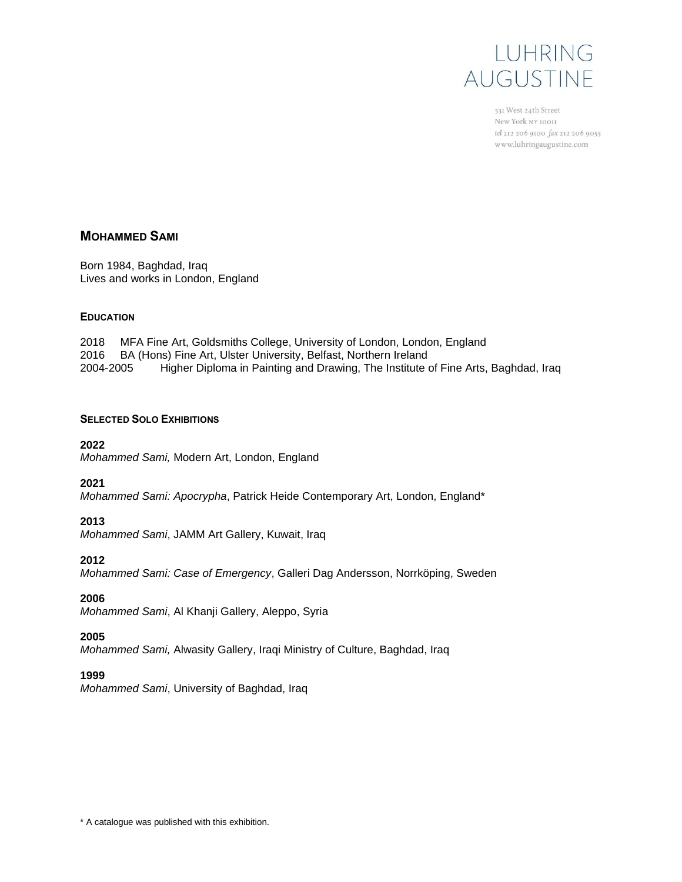LUHRING AUGUSTINE

531 West 24th Street
New York NY 10011
tel 212 206 9100 fax 212 206 9055
www.luhringaugustine.com

# MOHAMMED SAMI

Born 1984, Baghdad, Iraq
Lives and works in London, England

## EDUCATION

2018 MFA Fine Art, Goldsmiths College, University of London, London, England
2016 BA (Hons) Fine Art, Ulster University, Belfast, Northern Ireland
2004-2005 Higher Diploma in Painting and Drawing, The Institute of Fine Arts, Baghdad, Iraq

## SELECTED SOLO EXHIBITIONS

**2022**
*Mohammed Sami,* Modern Art, London, England

**2021**
*Mohammed Sami: Apocrypha*, Patrick Heide Contemporary Art, London, England*

**2013**
*Mohammed Sami*, JAMM Art Gallery, Kuwait, Iraq

**2012**
*Mohammed Sami: Case of Emergency*, Galleri Dag Andersson, Norrköping, Sweden

**2006**
*Mohammed Sami*, Al Khanji Gallery, Aleppo, Syria

**2005**
*Mohammed Sami,* Alwasity Gallery, Iraqi Ministry of Culture, Baghdad, Iraq

**1999**
*Mohammed Sami*, University of Baghdad, Iraq

* A catalogue was published with this exhibition.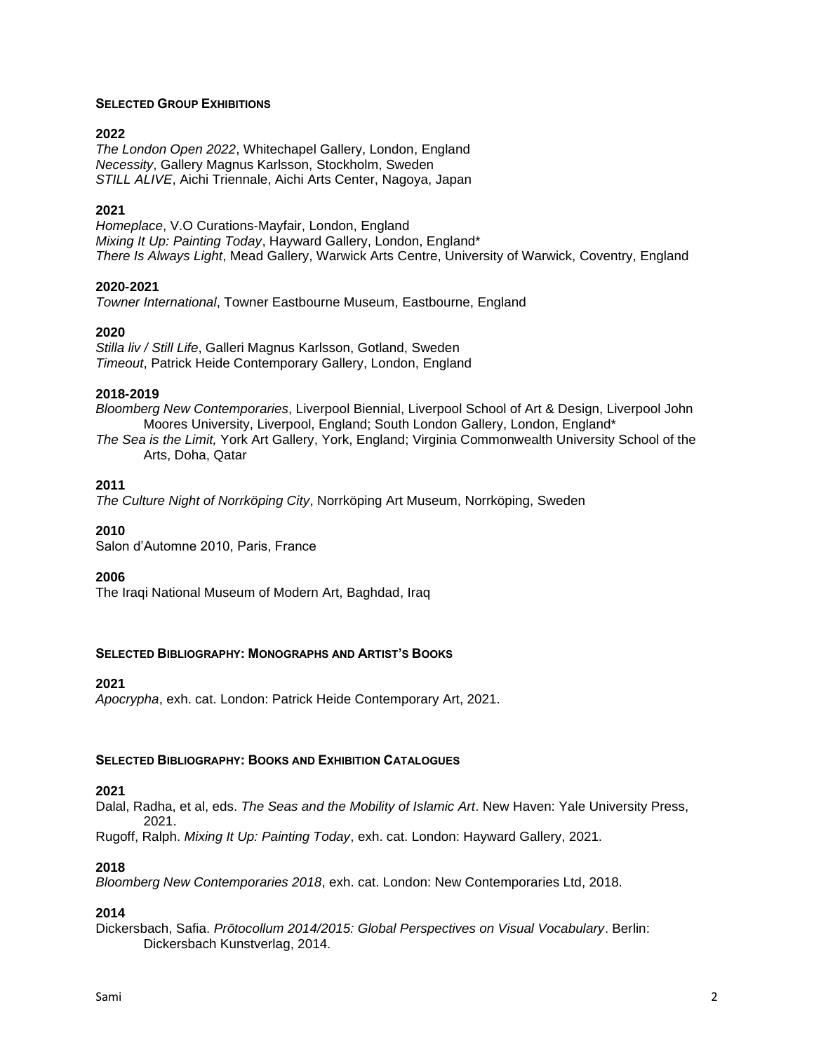## Selected Group Exhibitions

**2022**

*The London Open 2022*, Whitechapel Gallery, London, England
*Necessity*, Gallery Magnus Karlsson, Stockholm, Sweden
*STILL ALIVE*, Aichi Triennale, Aichi Arts Center, Nagoya, Japan

**2021**

*Homeplace*, V.O Curations-Mayfair, London, England
*Mixing It Up: Painting Today*, Hayward Gallery, London, England*
*There Is Always Light*, Mead Gallery, Warwick Arts Centre, University of Warwick, Coventry, England

**2020-2021**

*Towner International*, Towner Eastbourne Museum, Eastbourne, England

**2020**

*Stilla liv / Still Life*, Galleri Magnus Karlsson, Gotland, Sweden
*Timeout*, Patrick Heide Contemporary Gallery, London, England

**2018-2019**

*Bloomberg New Contemporaries*, Liverpool Biennial, Liverpool School of Art & Design, Liverpool John Moores University, Liverpool, England; South London Gallery, London, England*
*The Sea is the Limit,* York Art Gallery, York, England; Virginia Commonwealth University School of the Arts, Doha, Qatar

**2011**

*The Culture Night of Norrköping City*, Norrköping Art Museum, Norrköping, Sweden

**2010**

Salon d'Automne 2010, Paris, France

**2006**

The Iraqi National Museum of Modern Art, Baghdad, Iraq

## Selected Bibliography: Monographs and Artist's Books

**2021**

*Apocrypha*, exh. cat. London: Patrick Heide Contemporary Art, 2021.

## Selected Bibliography: Books and Exhibition Catalogues

**2021**

Dalal, Radha, et al, eds. *The Seas and the Mobility of Islamic Art*. New Haven: Yale University Press, 2021.
Rugoff, Ralph. *Mixing It Up: Painting Today*, exh. cat. London: Hayward Gallery, 2021.

**2018**

*Bloomberg New Contemporaries 2018*, exh. cat. London: New Contemporaries Ltd, 2018.

**2014**

Dickersbach, Safia. *Prōtocollum 2014/2015: Global Perspectives on Visual Vocabulary*. Berlin: Dickersbach Kunstverlag, 2014.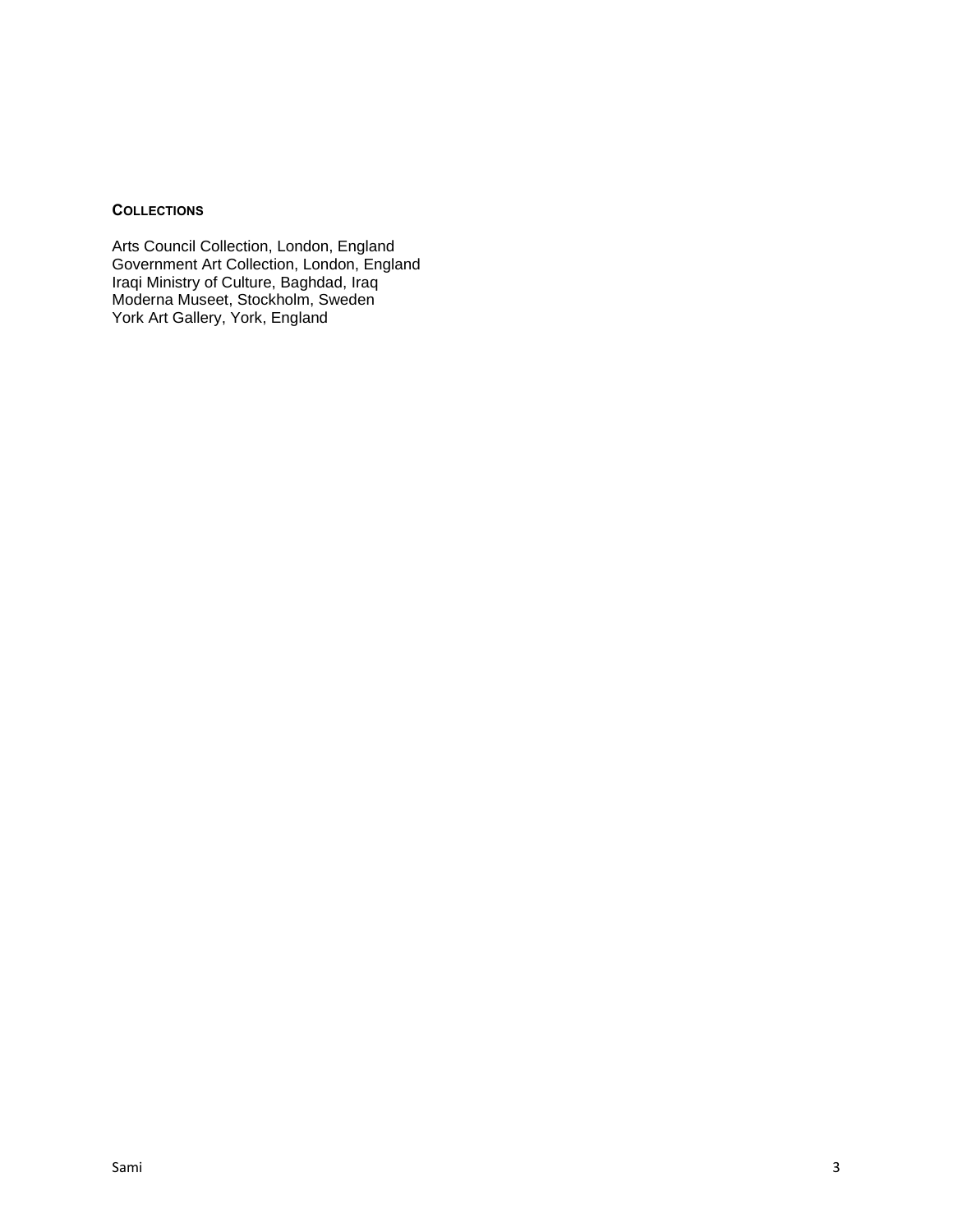## COLLECTIONS

Arts Council Collection, London, England
Government Art Collection, London, England
Iraqi Ministry of Culture, Baghdad, Iraq
Moderna Museet, Stockholm, Sweden
York Art Gallery, York, England